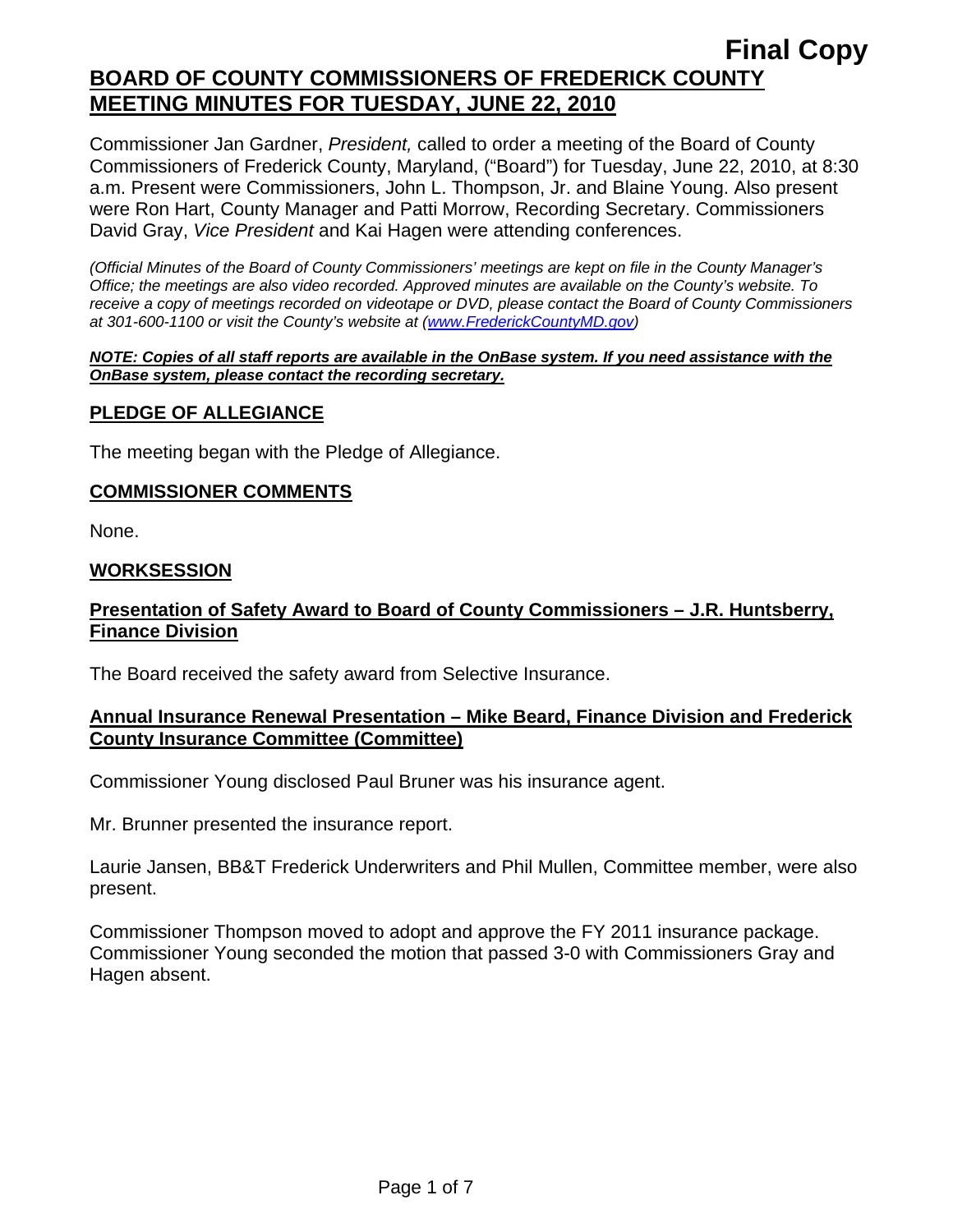**Final Copy**

# BOARD OF COUNTY COMMISSIONERS OF FREDERICK COUNTY MEETING MINUTES FOR TUESDAY, JUNE 22, 2010

Commissioner Jan Gardner, *President,* called to order a meeting of the Board of County Commissioners of Frederick County, Maryland, ("Board") for Tuesday, June 22, 2010, at 8:30 a.m. Present were Commissioners, John L. Thompson, Jr. and Blaine Young. Also present were Ron Hart, County Manager and Patti Morrow, Recording Secretary. Commissioners David Gray, *Vice President* and Kai Hagen were attending conferences.

*(Official Minutes of the Board of County Commissioners' meetings are kept on file in the County Manager's Office; the meetings are also video recorded. Approved minutes are available on the County's website. To receive a copy of meetings recorded on videotape or DVD, please contact the Board of County Commissioners at 301-600-1100 or visit the County's website at (www.FrederickCountyMD.gov)*

***NOTE: Copies of all staff reports are available in the OnBase system. If you need assistance with the OnBase system, please contact the recording secretary.***

## PLEDGE OF ALLEGIANCE

The meeting began with the Pledge of Allegiance.

## COMMISSIONER COMMENTS

None.

## WORKSESSION

### Presentation of Safety Award to Board of County Commissioners – J.R. Huntsberry, Finance Division

The Board received the safety award from Selective Insurance.

### Annual Insurance Renewal Presentation – Mike Beard, Finance Division and Frederick County Insurance Committee (Committee)

Commissioner Young disclosed Paul Bruner was his insurance agent.

Mr. Brunner presented the insurance report.

Laurie Jansen, BB&T Frederick Underwriters and Phil Mullen, Committee member, were also present.

Commissioner Thompson moved to adopt and approve the FY 2011 insurance package. Commissioner Young seconded the motion that passed 3-0 with Commissioners Gray and Hagen absent.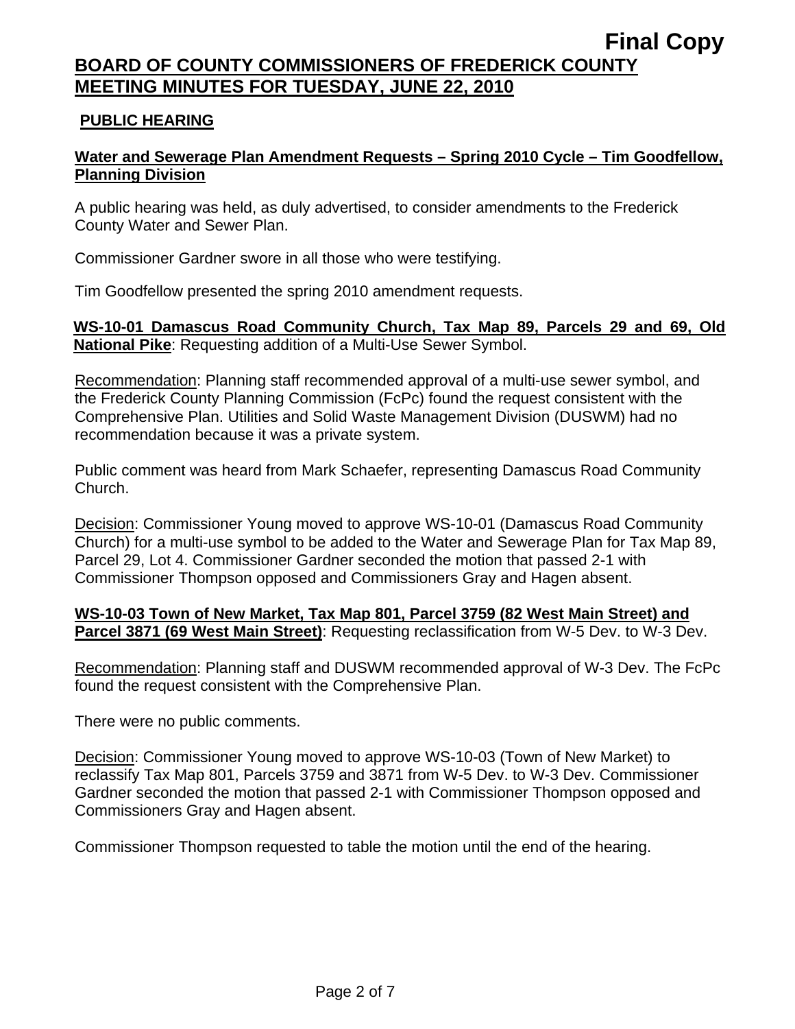**Final Copy**

# BOARD OF COUNTY COMMISSIONERS OF FREDERICK COUNTY MEETING MINUTES FOR TUESDAY, JUNE 22, 2010

## PUBLIC HEARING

### Water and Sewerage Plan Amendment Requests – Spring 2010 Cycle – Tim Goodfellow, Planning Division

A public hearing was held, as duly advertised, to consider amendments to the Frederick County Water and Sewer Plan.

Commissioner Gardner swore in all those who were testifying.

Tim Goodfellow presented the spring 2010 amendment requests.

**WS-10-01 Damascus Road Community Church, Tax Map 89, Parcels 29 and 69, Old National Pike**: Requesting addition of a Multi-Use Sewer Symbol.

Recommendation: Planning staff recommended approval of a multi-use sewer symbol, and the Frederick County Planning Commission (FcPc) found the request consistent with the Comprehensive Plan. Utilities and Solid Waste Management Division (DUSWM) had no recommendation because it was a private system.

Public comment was heard from Mark Schaefer, representing Damascus Road Community Church.

Decision: Commissioner Young moved to approve WS-10-01 (Damascus Road Community Church) for a multi-use symbol to be added to the Water and Sewerage Plan for Tax Map 89, Parcel 29, Lot 4. Commissioner Gardner seconded the motion that passed 2-1 with Commissioner Thompson opposed and Commissioners Gray and Hagen absent.

**WS-10-03 Town of New Market, Tax Map 801, Parcel 3759 (82 West Main Street) and Parcel 3871 (69 West Main Street)**: Requesting reclassification from W-5 Dev. to W-3 Dev.

Recommendation: Planning staff and DUSWM recommended approval of W-3 Dev. The FcPc found the request consistent with the Comprehensive Plan.

There were no public comments.

Decision: Commissioner Young moved to approve WS-10-03 (Town of New Market) to reclassify Tax Map 801, Parcels 3759 and 3871 from W-5 Dev. to W-3 Dev. Commissioner Gardner seconded the motion that passed 2-1 with Commissioner Thompson opposed and Commissioners Gray and Hagen absent.

Commissioner Thompson requested to table the motion until the end of the hearing.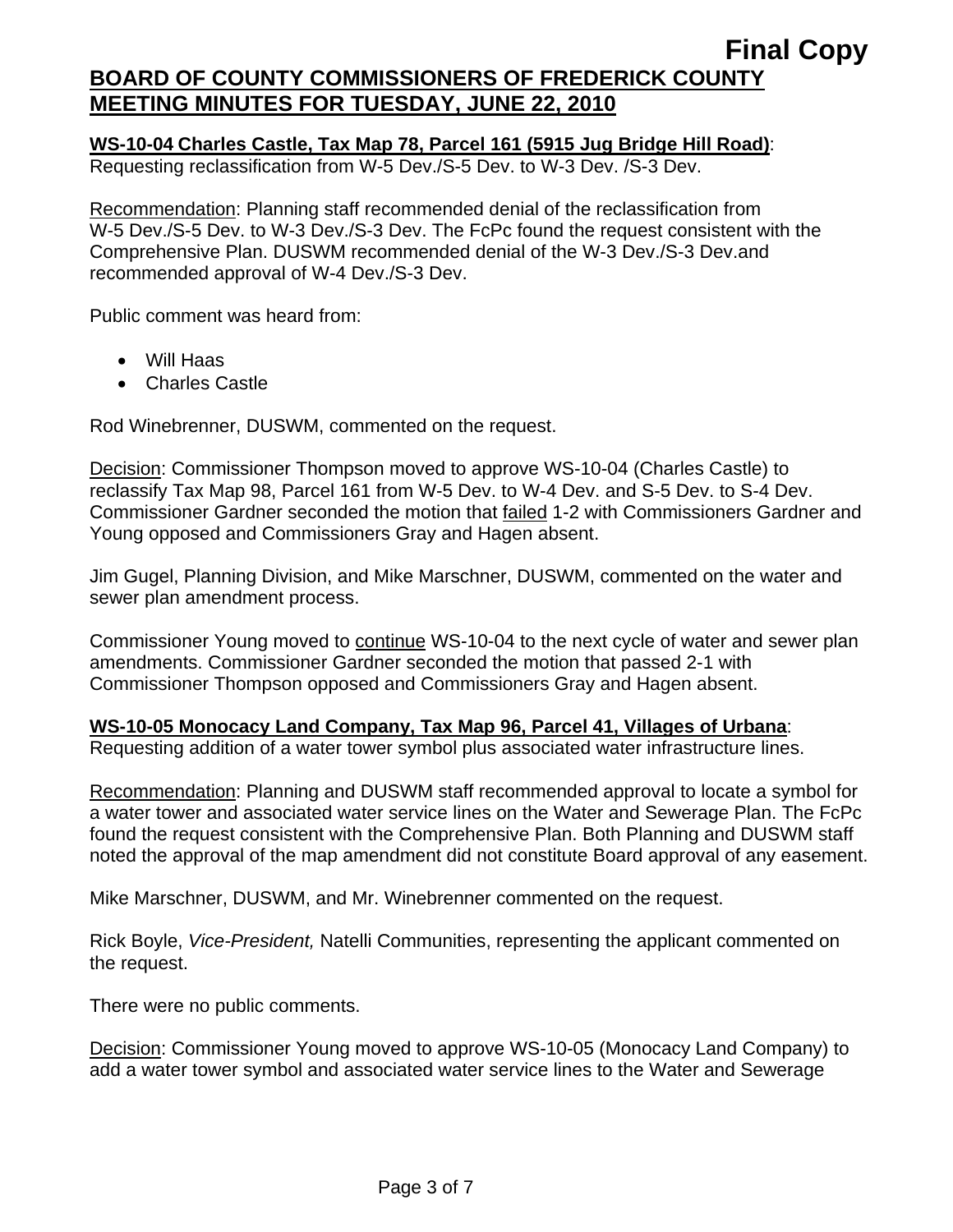**WS-10-04 Charles Castle, Tax Map 78, Parcel 161 (5915 Jug Bridge Hill Road)**:
Requesting reclassification from W-5 Dev./S-5 Dev. to W-3 Dev. /S-3 Dev.

Recommendation: Planning staff recommended denial of the reclassification from W-5 Dev./S-5 Dev. to W-3 Dev./S-3 Dev. The FcPc found the request consistent with the Comprehensive Plan. DUSWM recommended denial of the W-3 Dev./S-3 Dev.and recommended approval of W-4 Dev./S-3 Dev.

Public comment was heard from:

- Will Haas
- Charles Castle

Rod Winebrenner, DUSWM, commented on the request.

Decision: Commissioner Thompson moved to approve WS-10-04 (Charles Castle) to reclassify Tax Map 98, Parcel 161 from W-5 Dev. to W-4 Dev. and S-5 Dev. to S-4 Dev. Commissioner Gardner seconded the motion that failed 1-2 with Commissioners Gardner and Young opposed and Commissioners Gray and Hagen absent.

Jim Gugel, Planning Division, and Mike Marschner, DUSWM, commented on the water and sewer plan amendment process.

Commissioner Young moved to continue WS-10-04 to the next cycle of water and sewer plan amendments. Commissioner Gardner seconded the motion that passed 2-1 with Commissioner Thompson opposed and Commissioners Gray and Hagen absent.

**WS-10-05 Monocacy Land Company, Tax Map 96, Parcel 41, Villages of Urbana**:
Requesting addition of a water tower symbol plus associated water infrastructure lines.

Recommendation: Planning and DUSWM staff recommended approval to locate a symbol for a water tower and associated water service lines on the Water and Sewerage Plan. The FcPc found the request consistent with the Comprehensive Plan. Both Planning and DUSWM staff noted the approval of the map amendment did not constitute Board approval of any easement.

Mike Marschner, DUSWM, and Mr. Winebrenner commented on the request.

Rick Boyle, *Vice-President,* Natelli Communities, representing the applicant commented on the request.

There were no public comments.

Decision: Commissioner Young moved to approve WS-10-05 (Monocacy Land Company) to add a water tower symbol and associated water service lines to the Water and Sewerage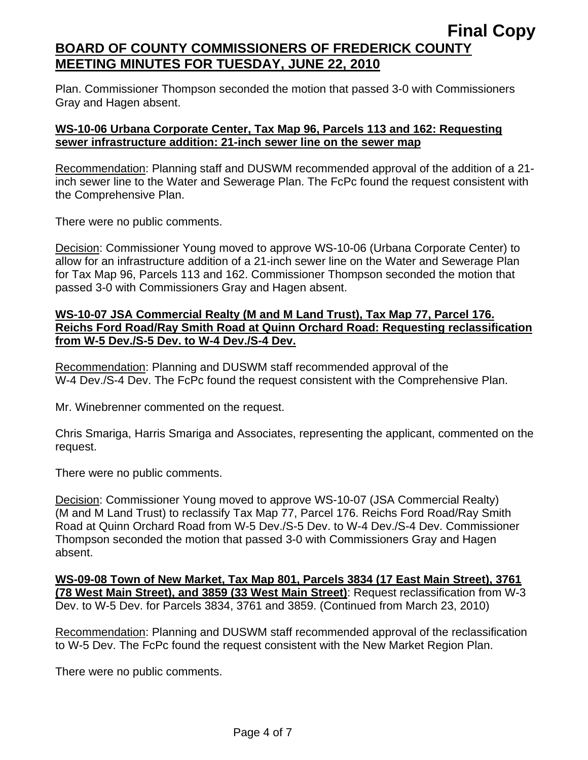Plan. Commissioner Thompson seconded the motion that passed 3-0 with Commissioners Gray and Hagen absent.

**WS-10-06 Urbana Corporate Center, Tax Map 96, Parcels 113 and 162: Requesting sewer infrastructure addition: 21-inch sewer line on the sewer map**

Recommendation: Planning staff and DUSWM recommended approval of the addition of a 21-inch sewer line to the Water and Sewerage Plan. The FcPc found the request consistent with the Comprehensive Plan.

There were no public comments.

Decision: Commissioner Young moved to approve WS-10-06 (Urbana Corporate Center) to allow for an infrastructure addition of a 21-inch sewer line on the Water and Sewerage Plan for Tax Map 96, Parcels 113 and 162. Commissioner Thompson seconded the motion that passed 3-0 with Commissioners Gray and Hagen absent.

**WS-10-07 JSA Commercial Realty (M and M Land Trust), Tax Map 77, Parcel 176. Reichs Ford Road/Ray Smith Road at Quinn Orchard Road: Requesting reclassification from W-5 Dev./S-5 Dev. to W-4 Dev./S-4 Dev.**

Recommendation: Planning and DUSWM staff recommended approval of the W-4 Dev./S-4 Dev. The FcPc found the request consistent with the Comprehensive Plan.

Mr. Winebrenner commented on the request.

Chris Smariga, Harris Smariga and Associates, representing the applicant, commented on the request.

There were no public comments.

Decision: Commissioner Young moved to approve WS-10-07 (JSA Commercial Realty) (M and M Land Trust) to reclassify Tax Map 77, Parcel 176. Reichs Ford Road/Ray Smith Road at Quinn Orchard Road from W-5 Dev./S-5 Dev. to W-4 Dev./S-4 Dev. Commissioner Thompson seconded the motion that passed 3-0 with Commissioners Gray and Hagen absent.

**WS-09-08 Town of New Market, Tax Map 801, Parcels 3834 (17 East Main Street), 3761 (78 West Main Street), and 3859 (33 West Main Street)**: Request reclassification from W-3 Dev. to W-5 Dev. for Parcels 3834, 3761 and 3859. (Continued from March 23, 2010)

Recommendation: Planning and DUSWM staff recommended approval of the reclassification to W-5 Dev. The FcPc found the request consistent with the New Market Region Plan.

There were no public comments.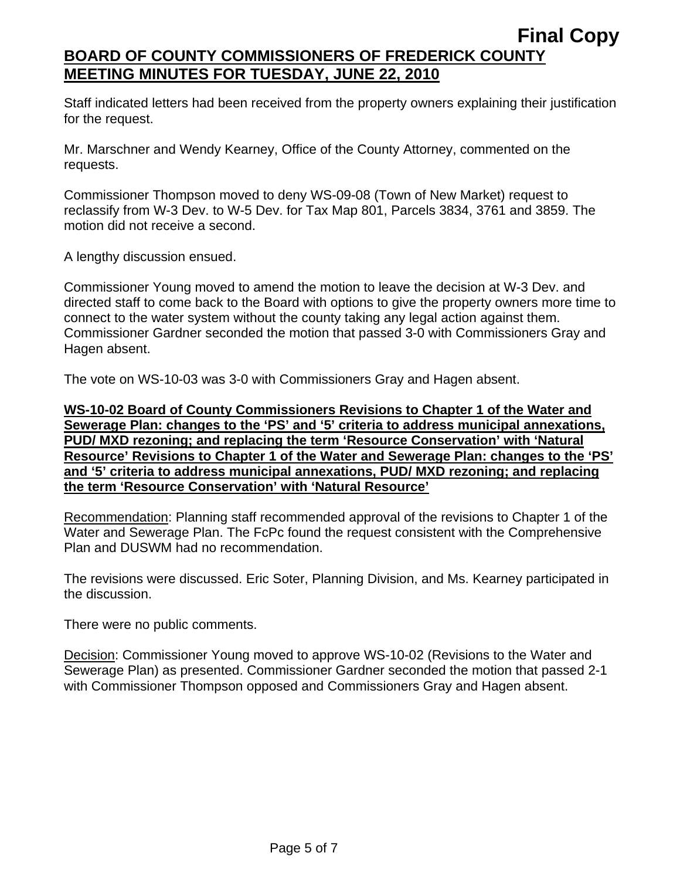Staff indicated letters had been received from the property owners explaining their justification for the request.

Mr. Marschner and Wendy Kearney, Office of the County Attorney, commented on the requests.

Commissioner Thompson moved to deny WS-09-08 (Town of New Market) request to reclassify from W-3 Dev. to W-5 Dev. for Tax Map 801, Parcels 3834, 3761 and 3859. The motion did not receive a second.

A lengthy discussion ensued.

Commissioner Young moved to amend the motion to leave the decision at W-3 Dev. and directed staff to come back to the Board with options to give the property owners more time to connect to the water system without the county taking any legal action against them. Commissioner Gardner seconded the motion that passed 3-0 with Commissioners Gray and Hagen absent.

The vote on WS-10-03 was 3-0 with Commissioners Gray and Hagen absent.

**WS-10-02 Board of County Commissioners Revisions to Chapter 1 of the Water and Sewerage Plan: changes to the 'PS' and '5' criteria to address municipal annexations, PUD/ MXD rezoning; and replacing the term 'Resource Conservation' with 'Natural Resource' Revisions to Chapter 1 of the Water and Sewerage Plan: changes to the 'PS' and '5' criteria to address municipal annexations, PUD/ MXD rezoning; and replacing the term 'Resource Conservation' with 'Natural Resource'**

Recommendation: Planning staff recommended approval of the revisions to Chapter 1 of the Water and Sewerage Plan. The FcPc found the request consistent with the Comprehensive Plan and DUSWM had no recommendation.

The revisions were discussed. Eric Soter, Planning Division, and Ms. Kearney participated in the discussion.

There were no public comments.

Decision: Commissioner Young moved to approve WS-10-02 (Revisions to the Water and Sewerage Plan) as presented. Commissioner Gardner seconded the motion that passed 2-1 with Commissioner Thompson opposed and Commissioners Gray and Hagen absent.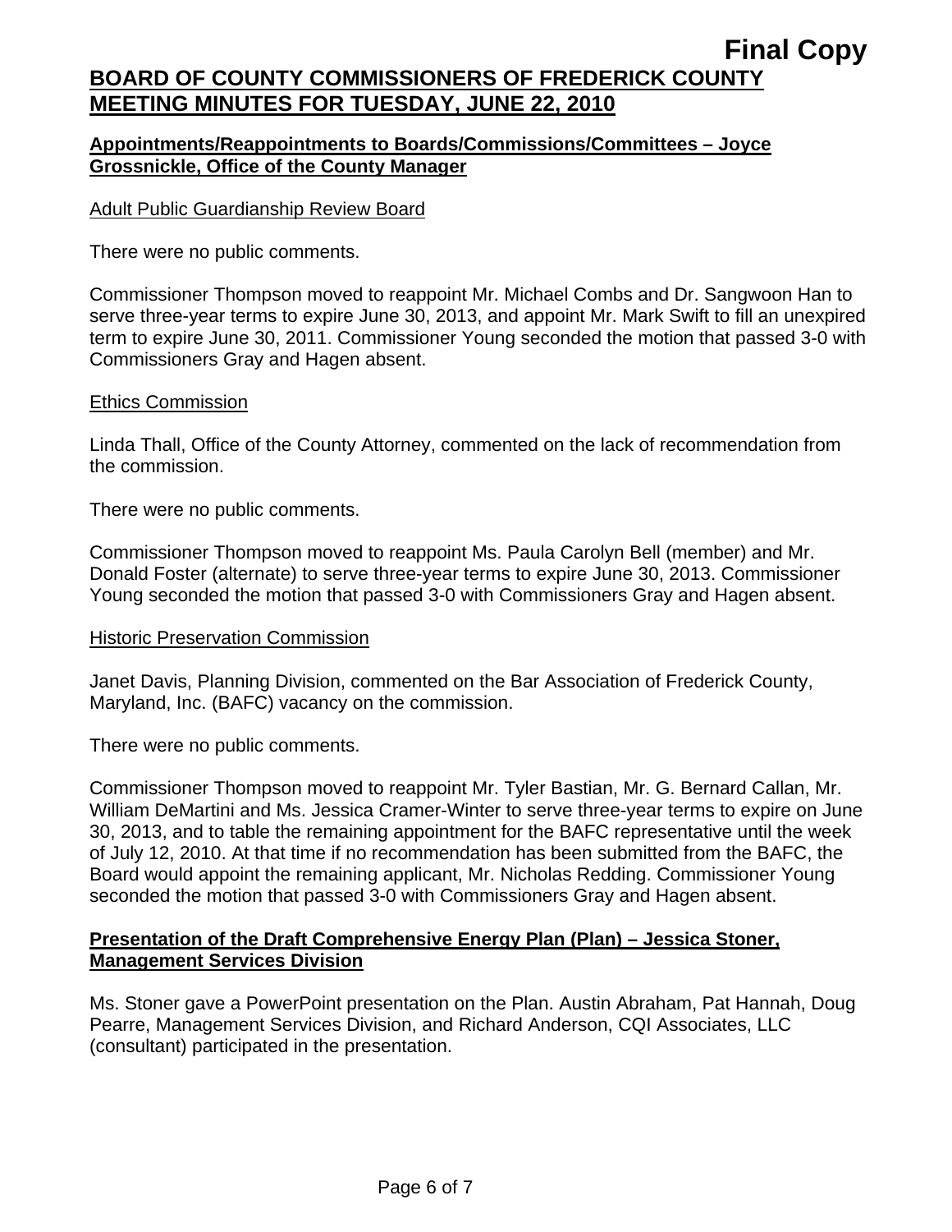**Final Copy**

# BOARD OF COUNTY COMMISSIONERS OF FREDERICK COUNTY MEETING MINUTES FOR TUESDAY, JUNE 22, 2010

## Appointments/Reappointments to Boards/Commissions/Committees – Joyce Grossnickle, Office of the County Manager

### Adult Public Guardianship Review Board

There were no public comments.

Commissioner Thompson moved to reappoint Mr. Michael Combs and Dr. Sangwoon Han to serve three-year terms to expire June 30, 2013, and appoint Mr. Mark Swift to fill an unexpired term to expire June 30, 2011. Commissioner Young seconded the motion that passed 3-0 with Commissioners Gray and Hagen absent.

### Ethics Commission

Linda Thall, Office of the County Attorney, commented on the lack of recommendation from the commission.

There were no public comments.

Commissioner Thompson moved to reappoint Ms. Paula Carolyn Bell (member) and Mr. Donald Foster (alternate) to serve three-year terms to expire June 30, 2013. Commissioner Young seconded the motion that passed 3-0 with Commissioners Gray and Hagen absent.

### Historic Preservation Commission

Janet Davis, Planning Division, commented on the Bar Association of Frederick County, Maryland, Inc. (BAFC) vacancy on the commission.

There were no public comments.

Commissioner Thompson moved to reappoint Mr. Tyler Bastian, Mr. G. Bernard Callan, Mr. William DeMartini and Ms. Jessica Cramer-Winter to serve three-year terms to expire on June 30, 2013, and to table the remaining appointment for the BAFC representative until the week of July 12, 2010. At that time if no recommendation has been submitted from the BAFC, the Board would appoint the remaining applicant, Mr. Nicholas Redding. Commissioner Young seconded the motion that passed 3-0 with Commissioners Gray and Hagen absent.

## Presentation of the Draft Comprehensive Energy Plan (Plan) – Jessica Stoner, Management Services Division

Ms. Stoner gave a PowerPoint presentation on the Plan. Austin Abraham, Pat Hannah, Doug Pearre, Management Services Division, and Richard Anderson, CQI Associates, LLC (consultant) participated in the presentation.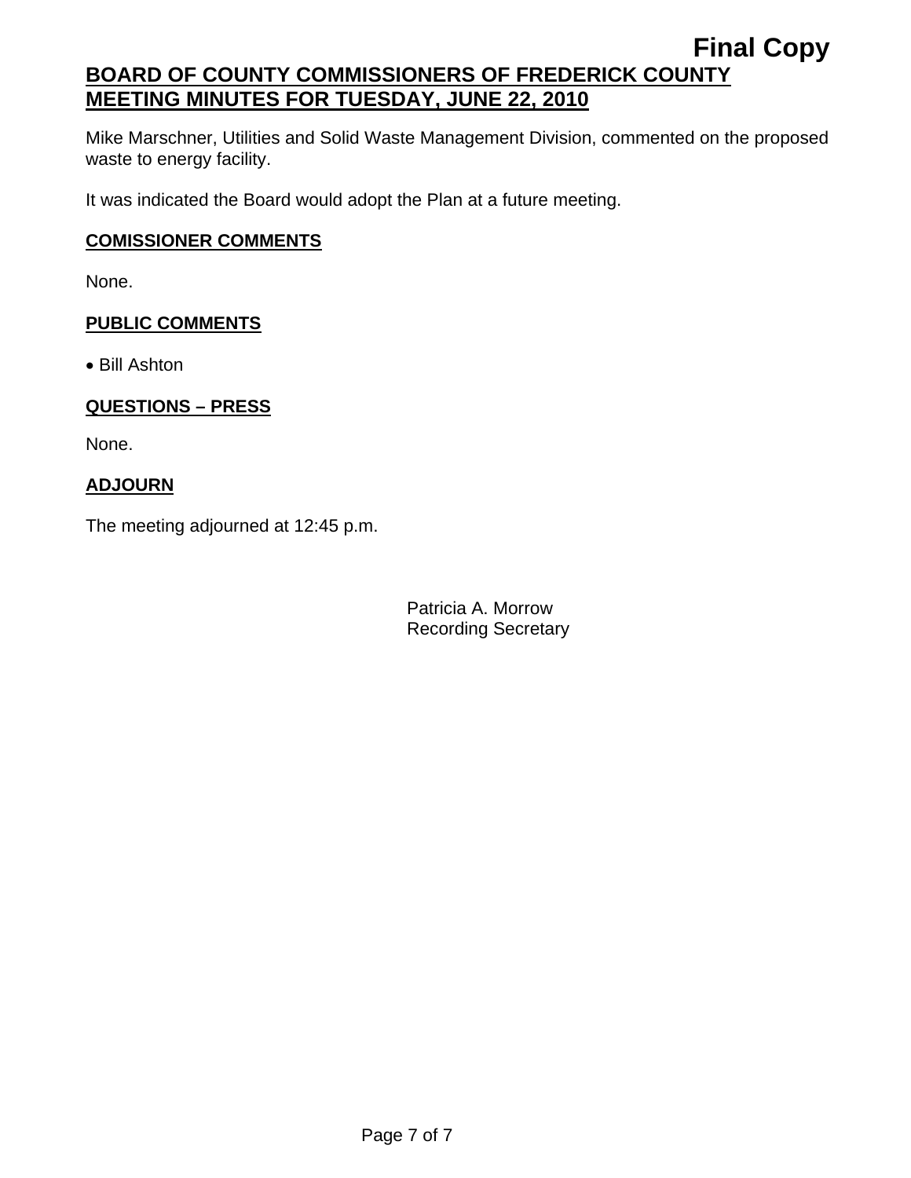Mike Marschner, Utilities and Solid Waste Management Division, commented on the proposed waste to energy facility.

It was indicated the Board would adopt the Plan at a future meeting.

## COMISSIONER COMMENTS

None.

## PUBLIC COMMENTS

- Bill Ashton

## QUESTIONS – PRESS

None.

## ADJOURN

The meeting adjourned at 12:45 p.m.

Patricia A. Morrow
Recording Secretary